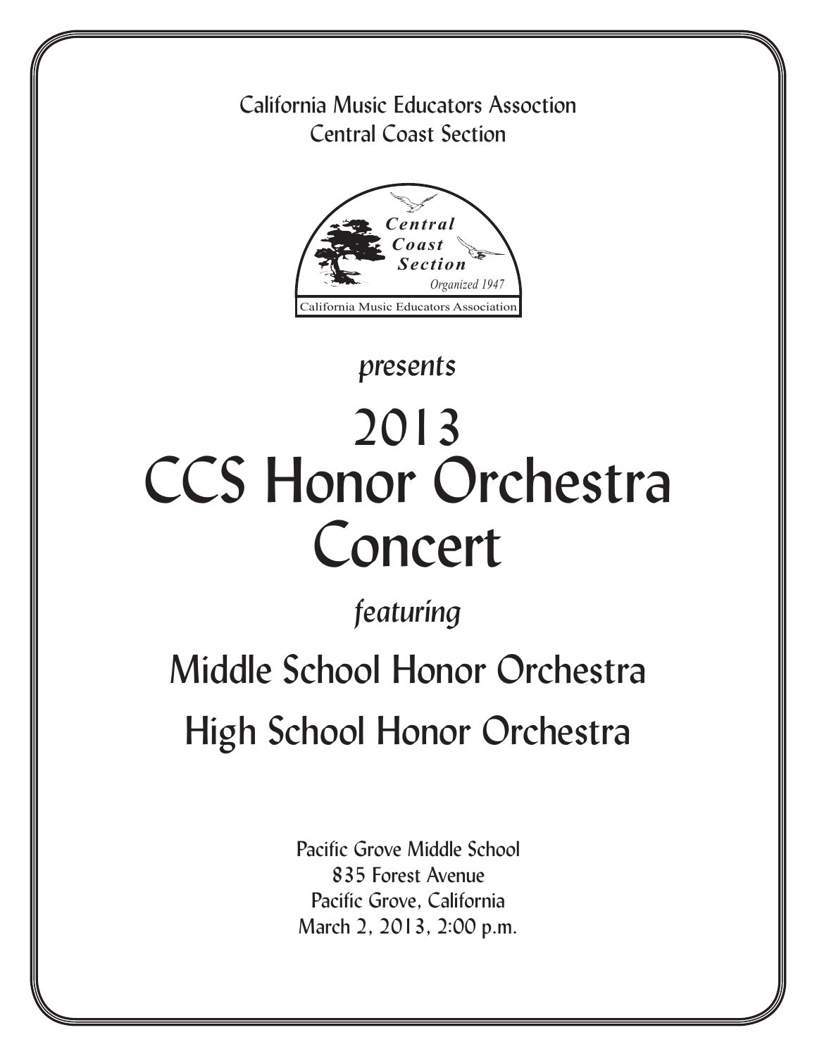California Music Educators Assoction
Central Coast Section

Central Coast Section
Organized 1947
California Music Educators Association

*presents*

# 2013 CCS Honor Orchestra Concert

*featuring*

## Middle School Honor Orchestra

## High School Honor Orchestra

Pacific Grove Middle School
835 Forest Avenue
Pacific Grove, California
March 2, 2013, 2:00 p.m.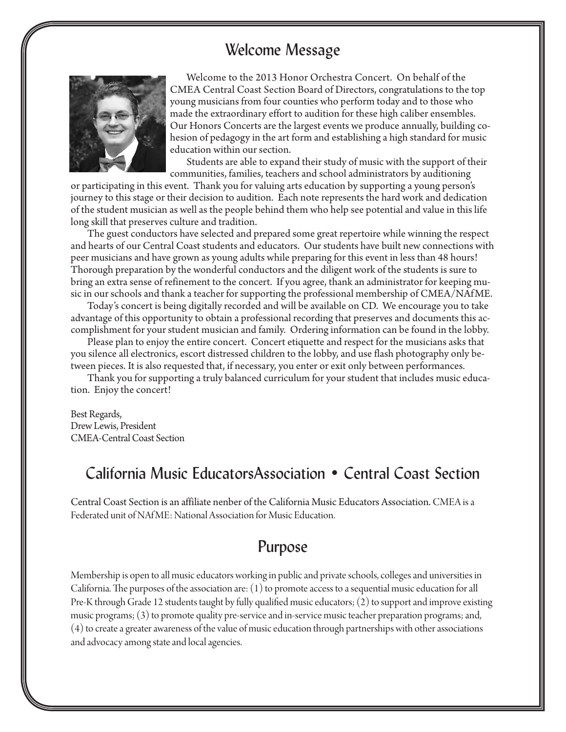## Welcome Message

Welcome to the 2013 Honor Orchestra Concert. On behalf of the CMEA Central Coast Section Board of Directors, congratulations to the top young musicians from four counties who perform today and to those who made the extraordinary effort to audition for these high caliber ensembles. Our Honors Concerts are the largest events we produce annually, building cohesion of pedagogy in the art form and establishing a high standard for music education within our section.

Students are able to expand their study of music with the support of their communities, families, teachers and school administrators by auditioning or participating in this event. Thank you for valuing arts education by supporting a young person's journey to this stage or their decision to audition. Each note represents the hard work and dedication of the student musician as well as the people behind them who help see potential and value in this life long skill that preserves culture and tradition.

The guest conductors have selected and prepared some great repertoire while winning the respect and hearts of our Central Coast students and educators. Our students have built new connections with peer musicians and have grown as young adults while preparing for this event in less than 48 hours! Thorough preparation by the wonderful conductors and the diligent work of the students is sure to bring an extra sense of refinement to the concert. If you agree, thank an administrator for keeping music in our schools and thank a teacher for supporting the professional membership of CMEA/NAfME.

Today's concert is being digitally recorded and will be available on CD. We encourage you to take advantage of this opportunity to obtain a professional recording that preserves and documents this accomplishment for your student musician and family. Ordering information can be found in the lobby.

Please plan to enjoy the entire concert. Concert etiquette and respect for the musicians asks that you silence all electronics, escort distressed children to the lobby, and use flash photography only between pieces. It is also requested that, if necessary, you enter or exit only between performances.

Thank you for supporting a truly balanced curriculum for your student that includes music education. Enjoy the concert!

Best Regards,
Drew Lewis, President
CMEA-Central Coast Section

## California Music EducatorsAssociation • Central Coast Section

Central Coast Section is an affiliate nenber of the California Music Educators Association. CMEA is a Federated unit of NAfME: National Association for Music Education.

## Purpose

Membership is open to all music educators working in public and private schools, colleges and universities in California. The purposes of the association are: (1) to promote access to a sequential music education for all Pre-K through Grade 12 students taught by fully qualified music educators; (2) to support and improve existing music programs; (3) to promote quality pre-service and in-service music teacher preparation programs; and, (4) to create a greater awareness of the value of music education through partnerships with other associations and advocacy among state and local agencies.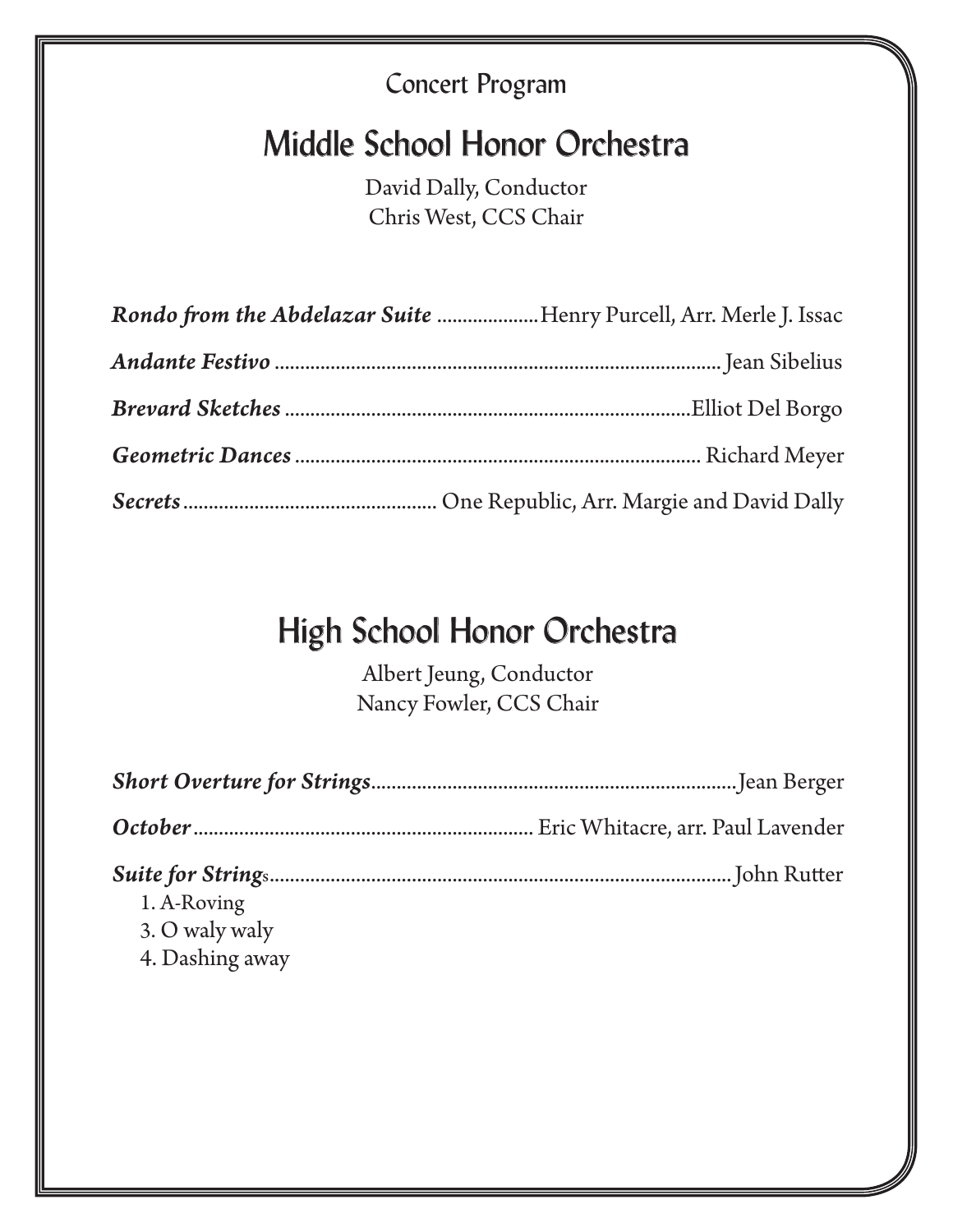Concert Program

# Middle School Honor Orchestra

David Dally, Conductor
Chris West, CCS Chair

***Rondo from the Abdelazar Suite*** .................... Henry Purcell, Arr. Merle J. Issac

***Andante Festivo*** ........................................................................................ Jean Sibelius

***Brevard Sketches*** ................................................................................ Elliot Del Borgo

***Geometric Dances*** ................................................................................ Richard Meyer

***Secrets*** .................................................. One Republic, Arr. Margie and David Dally

# High School Honor Orchestra

Albert Jeung, Conductor
Nancy Fowler, CCS Chair

***Short Overture for Strings*** ........................................................................ Jean Berger

***October*** .................................................................. Eric Whitacre, arr. Paul Lavender

***Suite for Strings*** ........................................................................................ John Rutter

1. A-Roving
3. O waly waly
4. Dashing away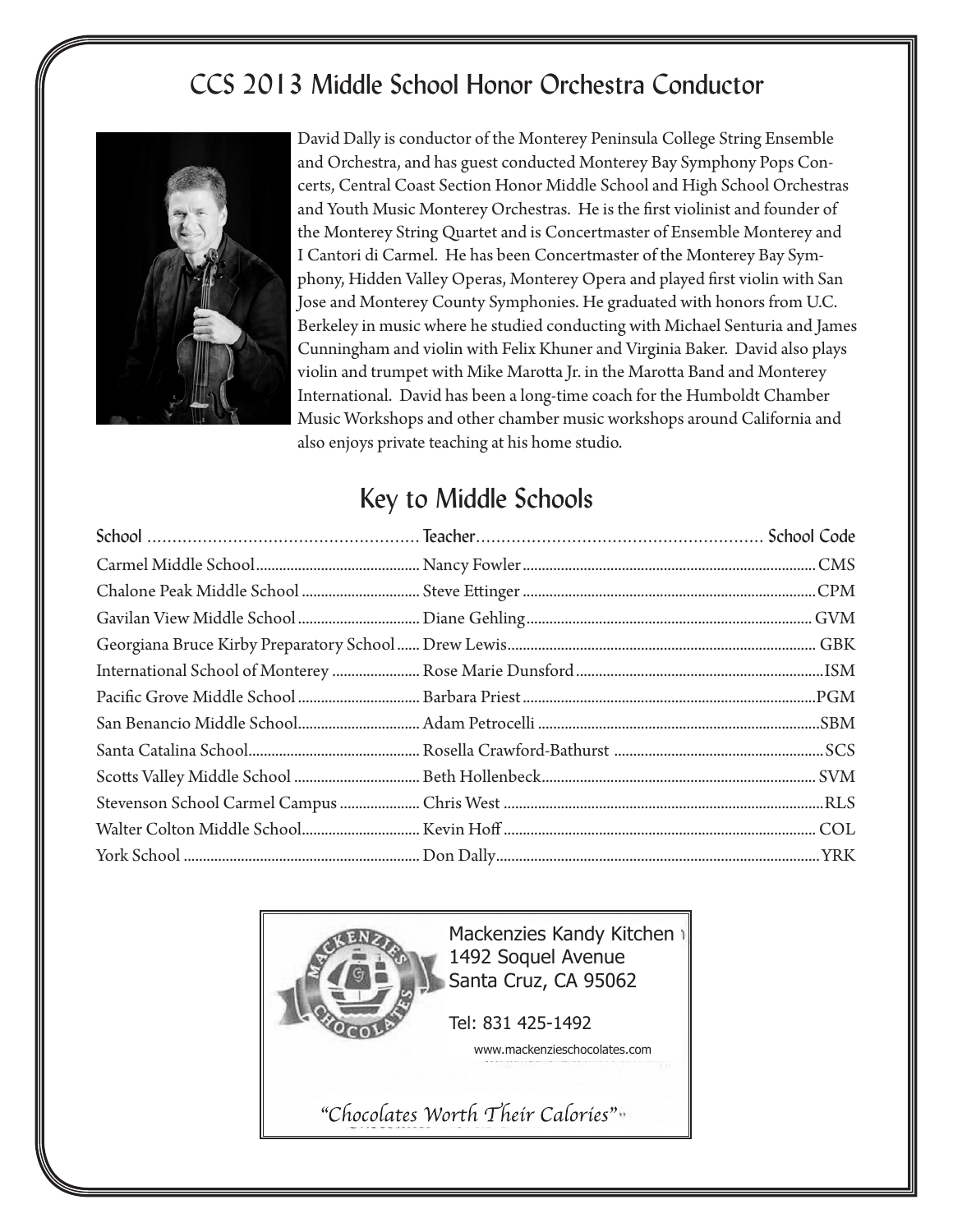## CCS 2013 Middle School Honor Orchestra Conductor

David Dally is conductor of the Monterey Peninsula College String Ensemble and Orchestra, and has guest conducted Monterey Bay Symphony Pops Concerts, Central Coast Section Honor Middle School and High School Orchestras and Youth Music Monterey Orchestras. He is the first violinist and founder of the Monterey String Quartet and is Concertmaster of Ensemble Monterey and I Cantori di Carmel. He has been Concertmaster of the Monterey Bay Symphony, Hidden Valley Operas, Monterey Opera and played first violin with San Jose and Monterey County Symphonies. He graduated with honors from U.C. Berkeley in music where he studied conducting with Michael Senturia and James Cunningham and violin with Felix Khuner and Virginia Baker. David also plays violin and trumpet with Mike Marotta Jr. in the Marotta Band and Monterey International. David has been a long-time coach for the Humboldt Chamber Music Workshops and other chamber music workshops around California and also enjoys private teaching at his home studio.

## Key to Middle Schools

| School | Teacher | School Code |
|---|---|---|
| Carmel Middle School | Nancy Fowler | CMS |
| Chalone Peak Middle School | Steve Ettinger | CPM |
| Gavilan View Middle School | Diane Gehling | GVM |
| Georgiana Bruce Kirby Preparatory School | Drew Lewis | GBK |
| International School of Monterey | Rose Marie Dunsford | ISM |
| Pacific Grove Middle School | Barbara Priest | PGM |
| San Benancio Middle School | Adam Petrocelli | SBM |
| Santa Catalina School | Rosella Crawford-Bathurst | SCS |
| Scotts Valley Middle School | Beth Hollenbeck | SVM |
| Stevenson School Carmel Campus | Chris West | RLS |
| Walter Colton Middle School | Kevin Hoff | COL |
| York School | Don Dally | YRK |

Mackenzies Kandy Kitchen
1492 Soquel Avenue
Santa Cruz, CA 95062

Tel: 831 425-1492

www.mackenzieschocolates.com

*"Chocolates Worth Their Calories"*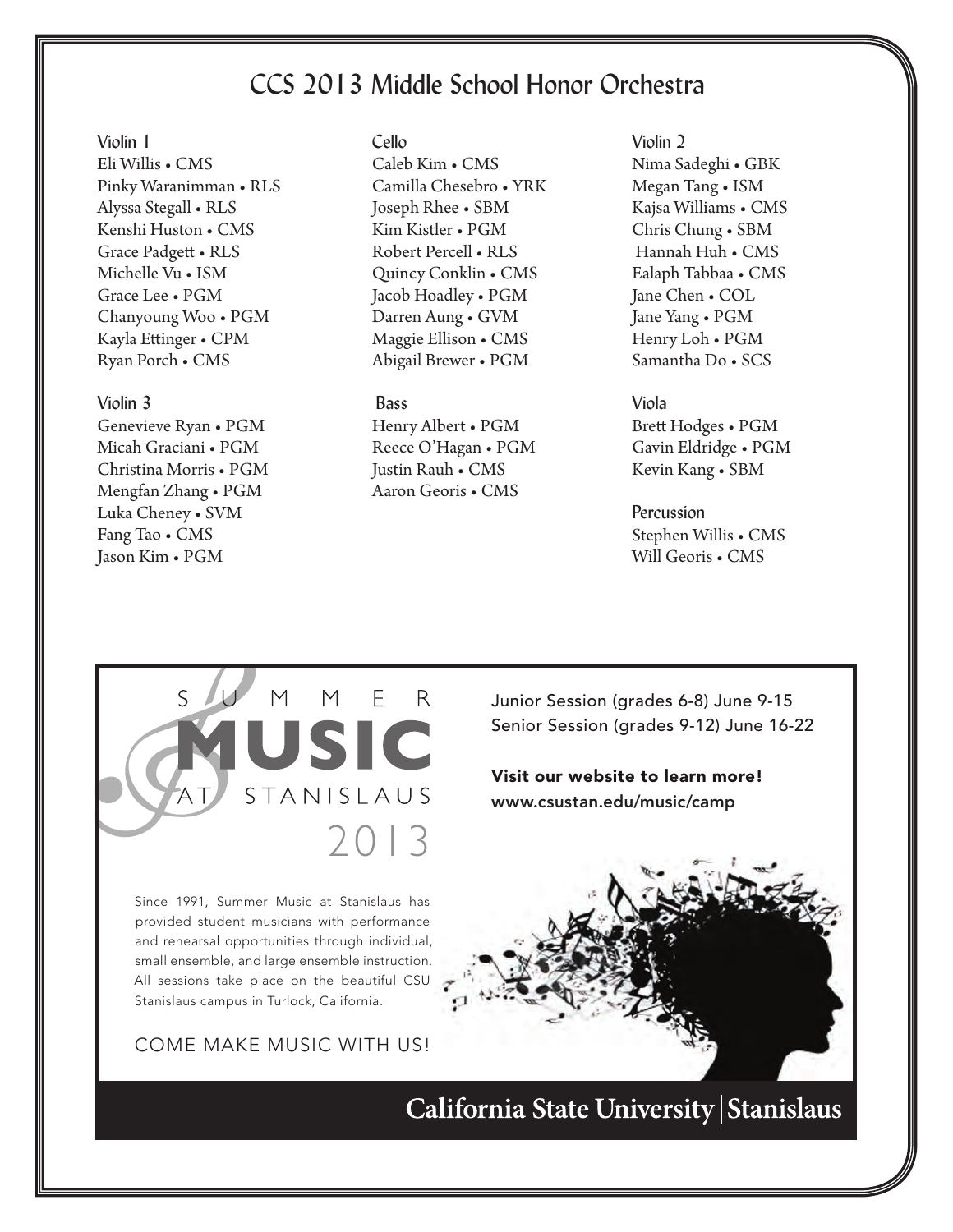## CCS 2013 Middle School Honor Orchestra

### Violin 1

Eli Willis • CMS
Pinky Waranimman • RLS
Alyssa Stegall • RLS
Kenshi Huston • CMS
Grace Padgett • RLS
Michelle Vu • ISM
Grace Lee • PGM
Chanyoung Woo • PGM
Kayla Ettinger • CPM
Ryan Porch • CMS

### Violin 3

Genevieve Ryan • PGM
Micah Graciani • PGM
Christina Morris • PGM
Mengfan Zhang • PGM
Luka Cheney • SVM
Fang Tao • CMS
Jason Kim • PGM

### Cello

Caleb Kim • CMS
Camilla Chesebro • YRK
Joseph Rhee • SBM
Kim Kistler • PGM
Robert Percell • RLS
Quincy Conklin • CMS
Jacob Hoadley • PGM
Darren Aung • GVM
Maggie Ellison • CMS
Abigail Brewer • PGM

### Bass

Henry Albert • PGM
Reece O'Hagan • PGM
Justin Rauh • CMS
Aaron Georis • CMS

### Violin 2

Nima Sadeghi • GBK
Megan Tang • ISM
Kajsa Williams • CMS
Chris Chung • SBM
Hannah Huh • CMS
Ealaph Tabbaa • CMS
Jane Chen • COL
Jane Yang • PGM
Henry Loh • PGM
Samantha Do • SCS

### Viola

Brett Hodges • PGM
Gavin Eldridge • PGM
Kevin Kang • SBM

### Percussion

Stephen Willis • CMS
Will Georis • CMS

---

## SUMMER MUSIC AT STANISLAUS 2013

Junior Session (grades 6-8) June 9-15
Senior Session (grades 9-12) June 16-22

**Visit our website to learn more!**
www.csustan.edu/music/camp

Since 1991, Summer Music at Stanislaus has provided student musicians with performance and rehearsal opportunities through individual, small ensemble, and large ensemble instruction. All sessions take place on the beautiful CSU Stanislaus campus in Turlock, California.

COME MAKE MUSIC WITH US!

**California State University | Stanislaus**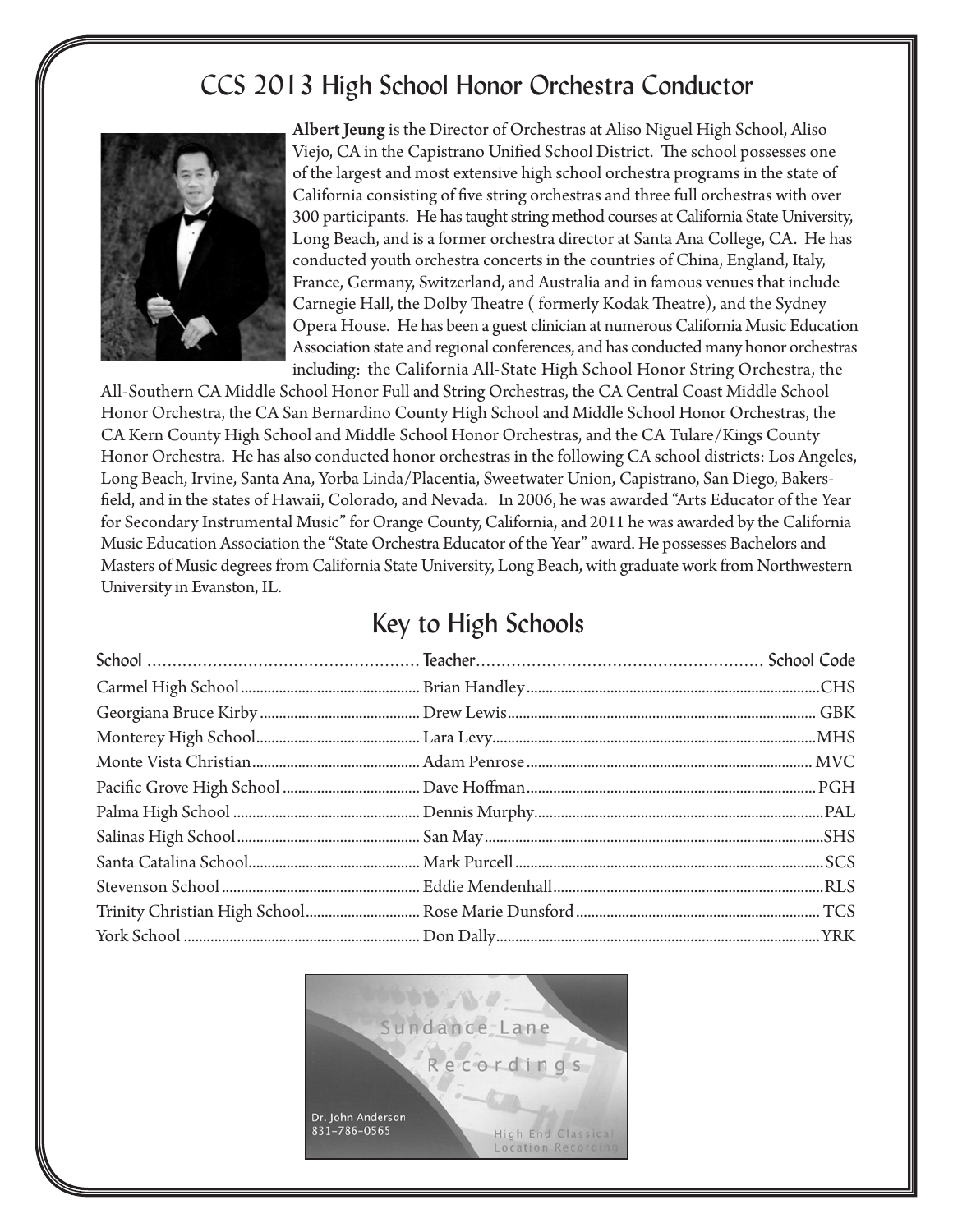## CCS 2013 High School Honor Orchestra Conductor

**Albert Jeung** is the Director of Orchestras at Aliso Niguel High School, Aliso Viejo, CA in the Capistrano Unified School District. The school possesses one of the largest and most extensive high school orchestra programs in the state of California consisting of five string orchestras and three full orchestras with over 300 participants. He has taught string method courses at California State University, Long Beach, and is a former orchestra director at Santa Ana College, CA. He has conducted youth orchestra concerts in the countries of China, England, Italy, France, Germany, Switzerland, and Australia and in famous venues that include Carnegie Hall, the Dolby Theatre ( formerly Kodak Theatre), and the Sydney Opera House. He has been a guest clinician at numerous California Music Education Association state and regional conferences, and has conducted many honor orchestras including: the California All-State High School Honor String Orchestra, the All-Southern CA Middle School Honor Full and String Orchestras, the CA Central Coast Middle School Honor Orchestra, the CA San Bernardino County High School and Middle School Honor Orchestras, the CA Kern County High School and Middle School Honor Orchestras, and the CA Tulare/Kings County Honor Orchestra. He has also conducted honor orchestras in the following CA school districts: Los Angeles, Long Beach, Irvine, Santa Ana, Yorba Linda/Placentia, Sweetwater Union, Capistrano, San Diego, Bakersfield, and in the states of Hawaii, Colorado, and Nevada. In 2006, he was awarded "Arts Educator of the Year for Secondary Instrumental Music" for Orange County, California, and 2011 he was awarded by the California Music Education Association the "State Orchestra Educator of the Year" award. He possesses Bachelors and Masters of Music degrees from California State University, Long Beach, with graduate work from Northwestern University in Evanston, IL.

## Key to High Schools

| School | Teacher | School Code |
|---|---|---|
| Carmel High School | Brian Handley | CHS |
| Georgiana Bruce Kirby | Drew Lewis | GBK |
| Monterey High School | Lara Levy | MHS |
| Monte Vista Christian | Adam Penrose | MVC |
| Pacific Grove High School | Dave Hoffman | PGH |
| Palma High School | Dennis Murphy | PAL |
| Salinas High School | San May | SHS |
| Santa Catalina School | Mark Purcell | SCS |
| Stevenson School | Eddie Mendenhall | RLS |
| Trinity Christian High School | Rose Marie Dunsford | TCS |
| York School | Don Dally | YRK |

Sundance Lane Recordings

Dr. John Anderson
831-786-0565

High End Classical Location Recording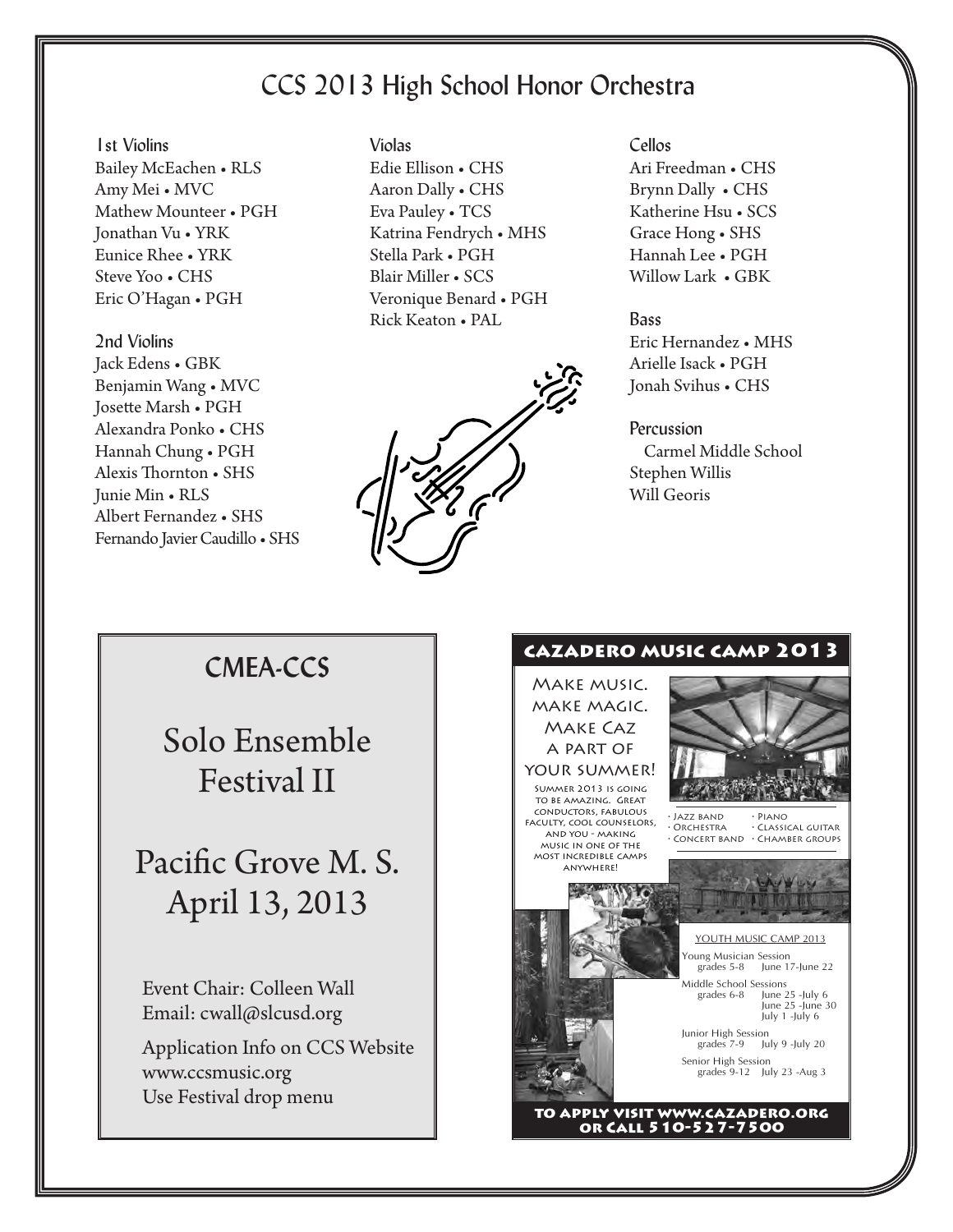# CCS 2013 High School Honor Orchestra

### 1st Violins

Bailey McEachen • RLS
Amy Mei • MVC
Mathew Mounteer • PGH
Jonathan Vu • YRK
Eunice Rhee • YRK
Steve Yoo • CHS
Eric O'Hagan • PGH

### 2nd Violins

Jack Edens • GBK
Benjamin Wang • MVC
Josette Marsh • PGH
Alexandra Ponko • CHS
Hannah Chung • PGH
Alexis Thornton • SHS
Junie Min • RLS
Albert Fernandez • SHS
Fernando Javier Caudillo • SHS

### Violas

Edie Ellison • CHS
Aaron Dally • CHS
Eva Pauley • TCS
Katrina Fendrych • MHS
Stella Park • PGH
Blair Miller • SCS
Veronique Benard • PGH
Rick Keaton • PAL

### Cellos

Ari Freedman • CHS
Brynn Dally • CHS
Katherine Hsu • SCS
Grace Hong • SHS
Hannah Lee • PGH
Willow Lark • GBK

### Bass

Eric Hernandez • MHS
Arielle Isack • PGH
Jonah Svihus • CHS

### Percussion

Carmel Middle School
Stephen Willis
Will Georis

## CMEA-CCS

# Solo Ensemble Festival II

## Pacific Grove M. S.
## April 13, 2013

Event Chair: Colleen Wall
Email: cwall@slcusd.org

Application Info on CCS Website
www.ccsmusic.org
Use Festival drop menu

## Cazadero Music Camp 2013

Make music. make magic. Make Caz a part of your summer!

Summer 2013 is going to be amazing. Great conductors, fabulous faculty, cool counselors, and you - making music in one of the most incredible camps anywhere!

- Jazz band
- Orchestra
- Concert band
- Piano
- Classical guitar
- Chamber groups

YOUTH MUSIC CAMP 2013

Young Musician Session
grades 5-8 June 17-June 22

Middle School Sessions
grades 6-8 June 25 -July 6
June 25 -June 30
July 1 -July 6

Junior High Session
grades 7-9 July 9 -July 20

Senior High Session
grades 9-12 July 23 -Aug 3

**To apply visit www.cazadero.org or call 510-527-7500**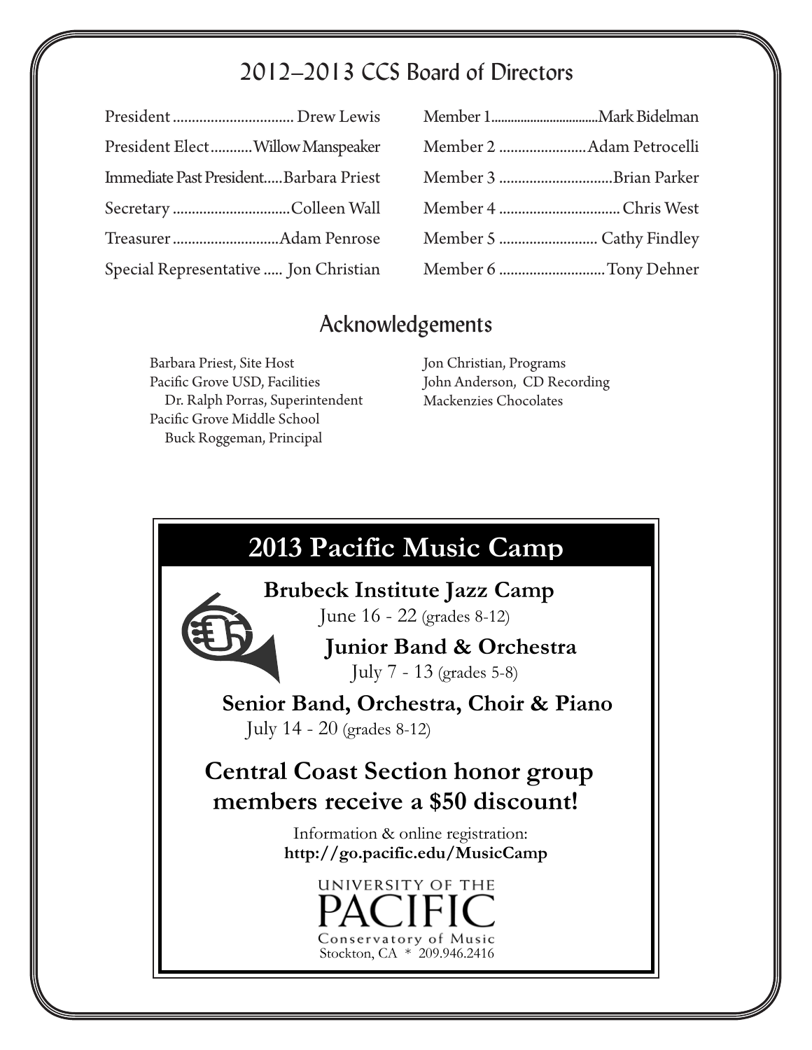## 2012–2013 CCS Board of Directors

President ................................ Drew Lewis
President Elect...........Willow Manspeaker
Immediate Past President.....Barbara Priest
Secretary ...............................Colleen Wall
Treasurer ............................Adam Penrose
Special Representative ..... Jon Christian

Member 1.................................Mark Bidelman
Member 2 .......................Adam Petrocelli
Member 3 ..............................Brian Parker
Member 4 ................................ Chris West
Member 5 .......................... Cathy Findley
Member 6 ............................Tony Dehner

## Acknowledgements

Barbara Priest, Site Host
Pacific Grove USD, Facilities
Dr. Ralph Porras, Superintendent
Pacific Grove Middle School
Buck Roggeman, Principal

Jon Christian, Programs
John Anderson, CD Recording
Mackenzies Chocolates

## 2013 Pacific Music Camp

**Brubeck Institute Jazz Camp**
June 16 - 22 (grades 8-12)

**Junior Band & Orchestra**
July 7 - 13 (grades 5-8)

**Senior Band, Orchestra, Choir & Piano**
July 14 - 20 (grades 8-12)

**Central Coast Section honor group members receive a $50 discount!**

Information & online registration:
**http://go.pacific.edu/MusicCamp**

UNIVERSITY OF THE PACIFIC
Conservatory of Music
Stockton, CA * 209.946.2416